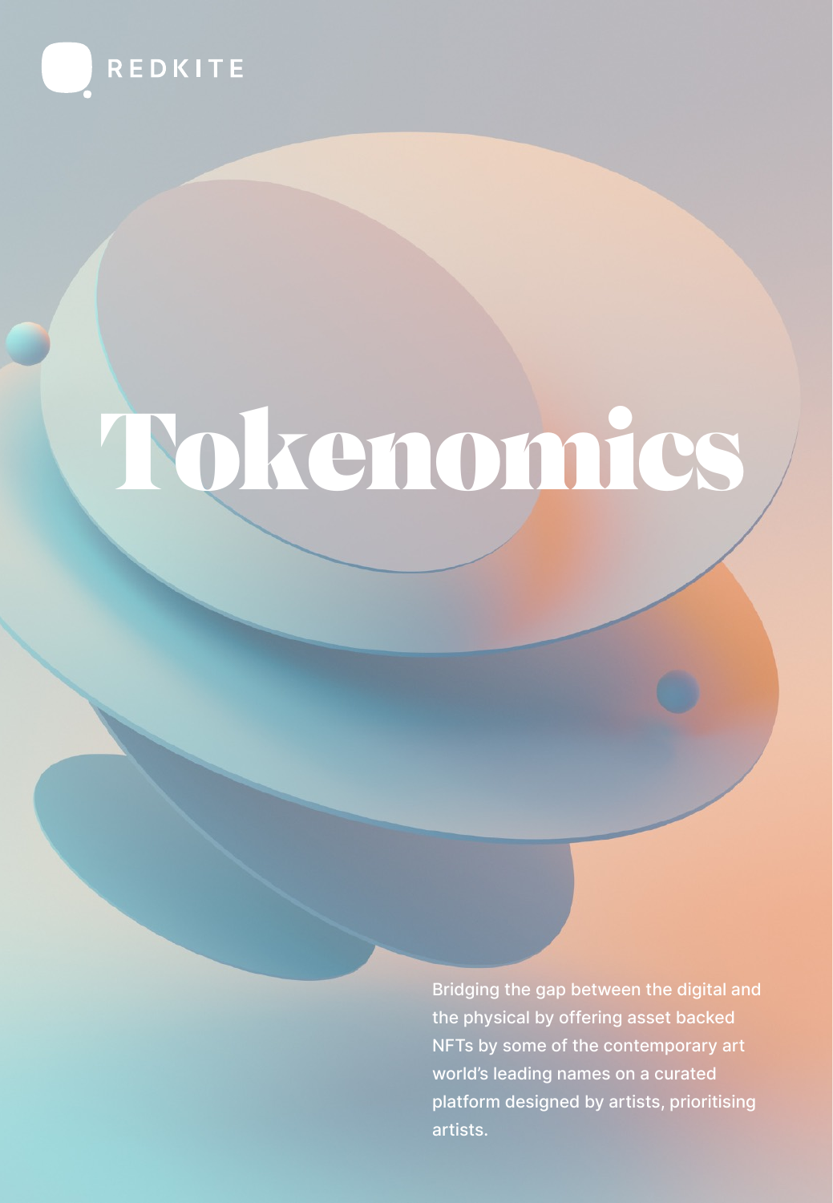REDKITE

# Tokenomics

Bridging the gap between the digital and the physical by offering asset backed NFTs by some of the contemporary art world's leading names on a curated platform designed by artists, prioritising artists.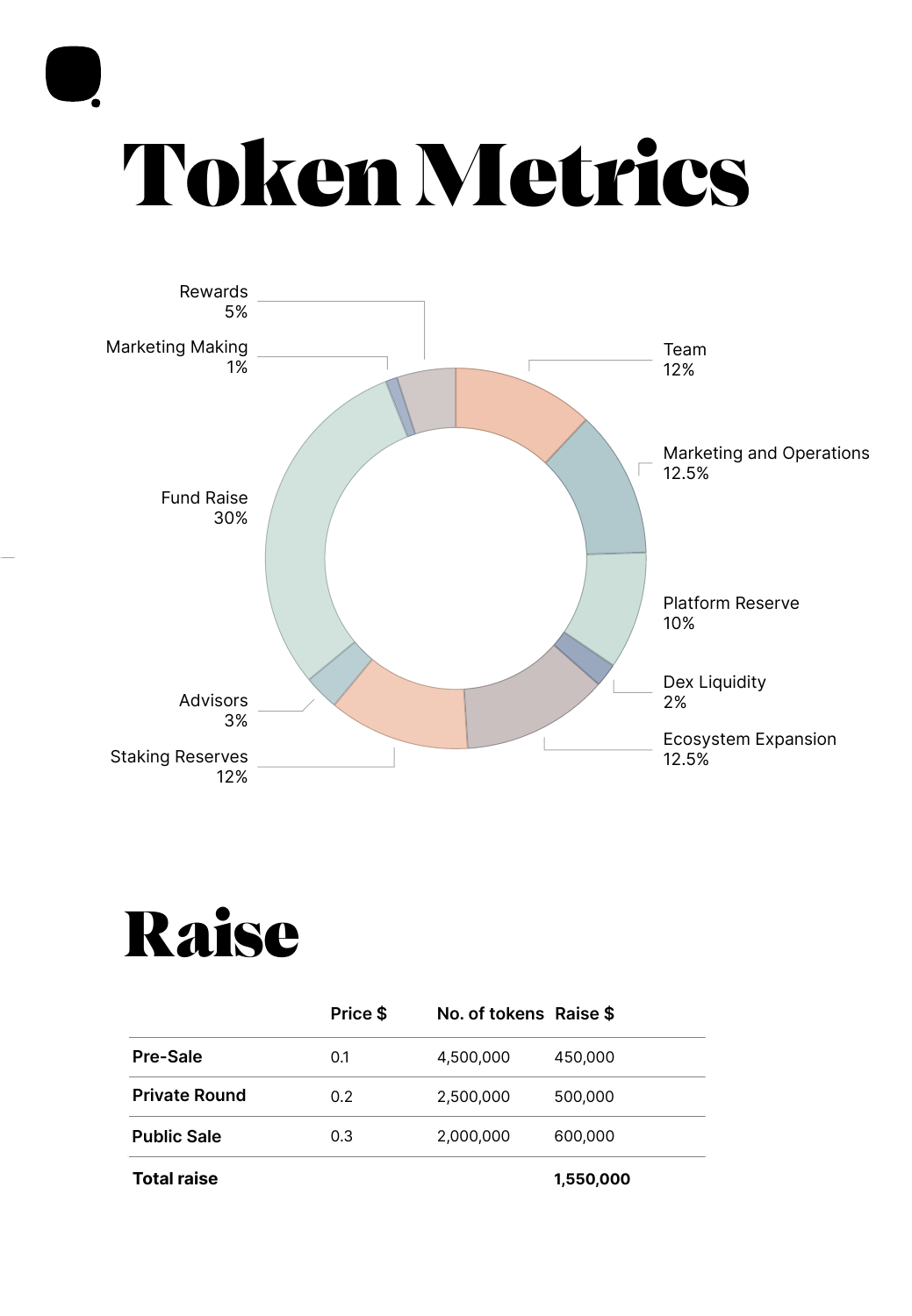# Token Metrics

Rewards
5%

Marketing Making
1%

Team
12%

Marketing and Operations
12.5%

Fund Raise
30%

Platform Reserve
10%

Dex Liquidity
2%

Advisors
3%

Ecosystem Expansion
12.5%

Staking Reserves
12%

# Raise

| | Price $ | No. of tokens | Raise $ |
|---|---|---|---|
| **Pre-Sale** | 0.1 | 4,500,000 | 450,000 |
| **Private Round** | 0.2 | 2,500,000 | 500,000 |
| **Public Sale** | 0.3 | 2,000,000 | 600,000 |
| **Total raise** | | | **1,550,000** |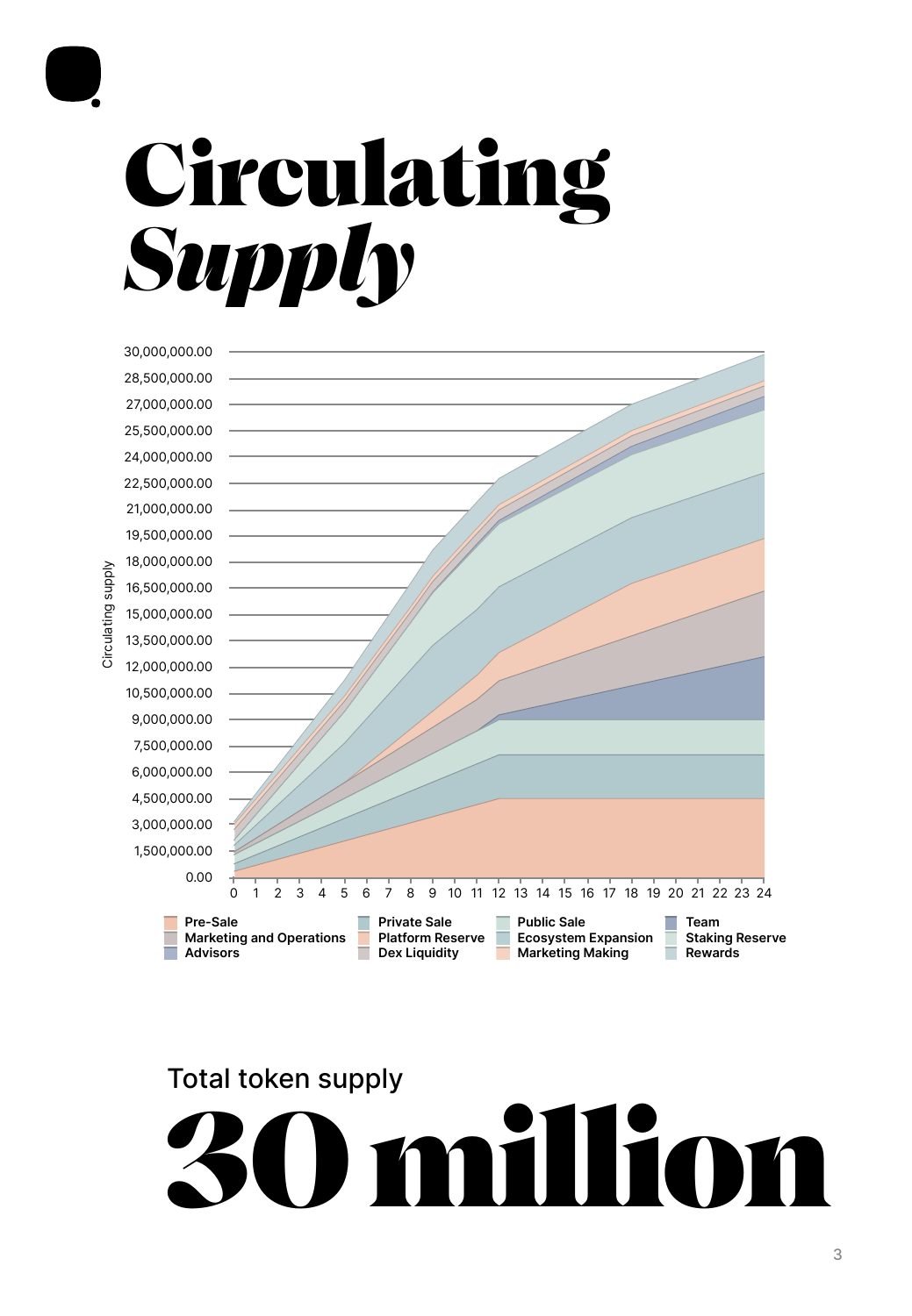# Circulating *Supply*

Circulating supply

30,000,000.00
28,500,000.00
27,000,000.00
25,500,000.00
24,000,000.00
22,500,000.00
21,000,000.00
19,500,000.00
18,000,000.00
16,500,000.00
15,000,000.00
13,500,000.00
12,000,000.00
10,500,000.00
9,000,000.00
7,500,000.00
6,000,000.00
4,500,000.00
3,000,000.00
1,500,000.00
0.00

0 1 2 3 4 5 6 7 8 9 10 11 12 13 14 15 16 17 18 19 20 21 22 23 24

- Pre-Sale
- Marketing and Operations
- Advisors
- Private Sale
- Platform Reserve
- Dex Liquidity
- Public Sale
- Ecosystem Expansion
- Marketing Making
- Team
- Staking Reserve
- Rewards

Total token supply

# 30 million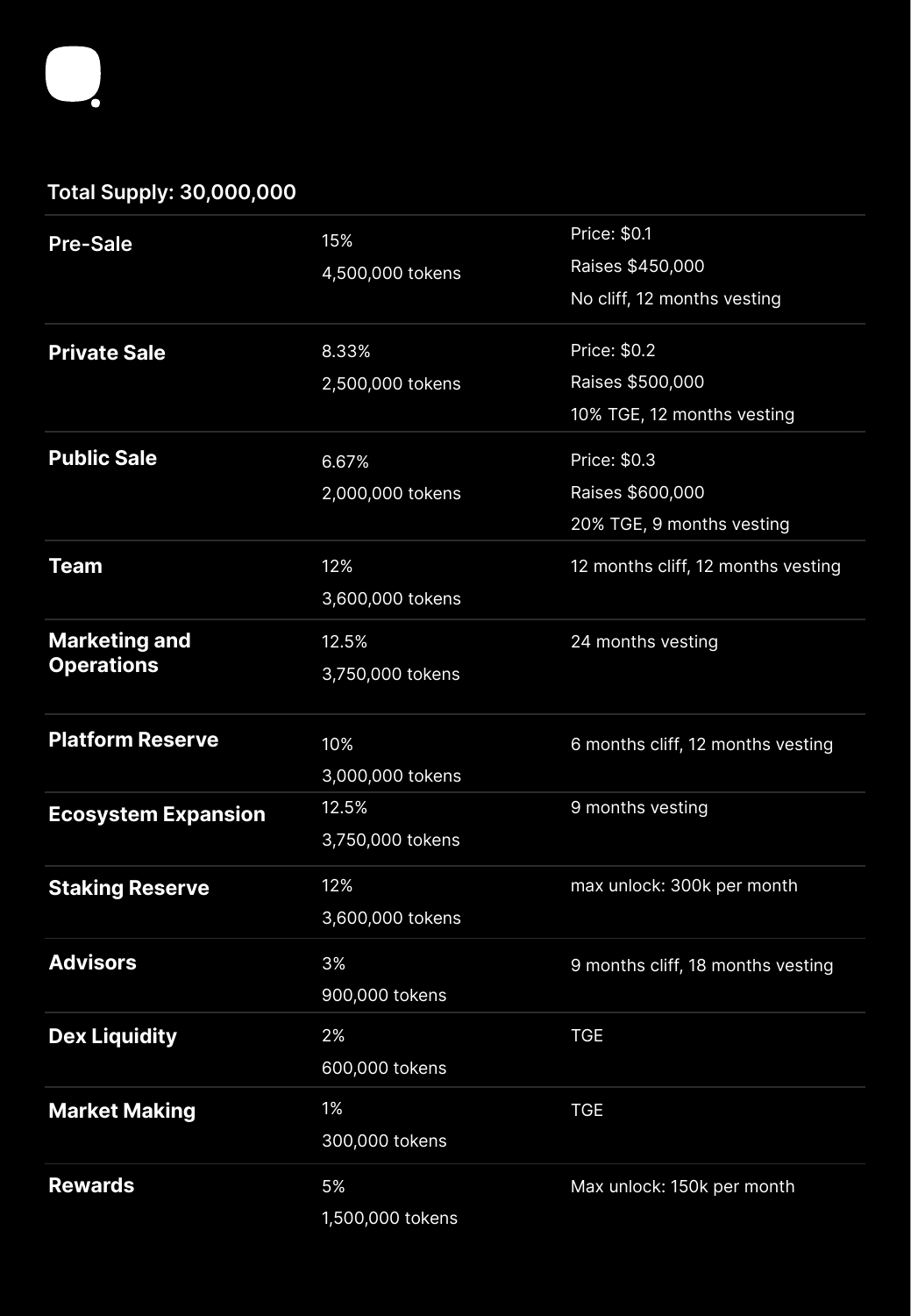**Total Supply: 30,000,000**

| | | |
|---|---|---|
| **Pre-Sale** | 15%<br>4,500,000 tokens | Price: $0.1<br>Raises $450,000<br>No cliff, 12 months vesting |
| **Private Sale** | 8.33%<br>2,500,000 tokens | Price: $0.2<br>Raises $500,000<br>10% TGE, 12 months vesting |
| **Public Sale** | 6.67%<br>2,000,000 tokens | Price: $0.3<br>Raises $600,000<br>20% TGE, 9 months vesting |
| **Team** | 12%<br>3,600,000 tokens | 12 months cliff, 12 months vesting |
| **Marketing and Operations** | 12.5%<br>3,750,000 tokens | 24 months vesting |
| **Platform Reserve** | 10%<br>3,000,000 tokens | 6 months cliff, 12 months vesting |
| **Ecosystem Expansion** | 12.5%<br>3,750,000 tokens | 9 months vesting |
| **Staking Reserve** | 12%<br>3,600,000 tokens | max unlock: 300k per month |
| **Advisors** | 3%<br>900,000 tokens | 9 months cliff, 18 months vesting |
| **Dex Liquidity** | 2%<br>600,000 tokens | TGE |
| **Market Making** | 1%<br>300,000 tokens | TGE |
| **Rewards** | 5%<br>1,500,000 tokens | Max unlock: 150k per month |